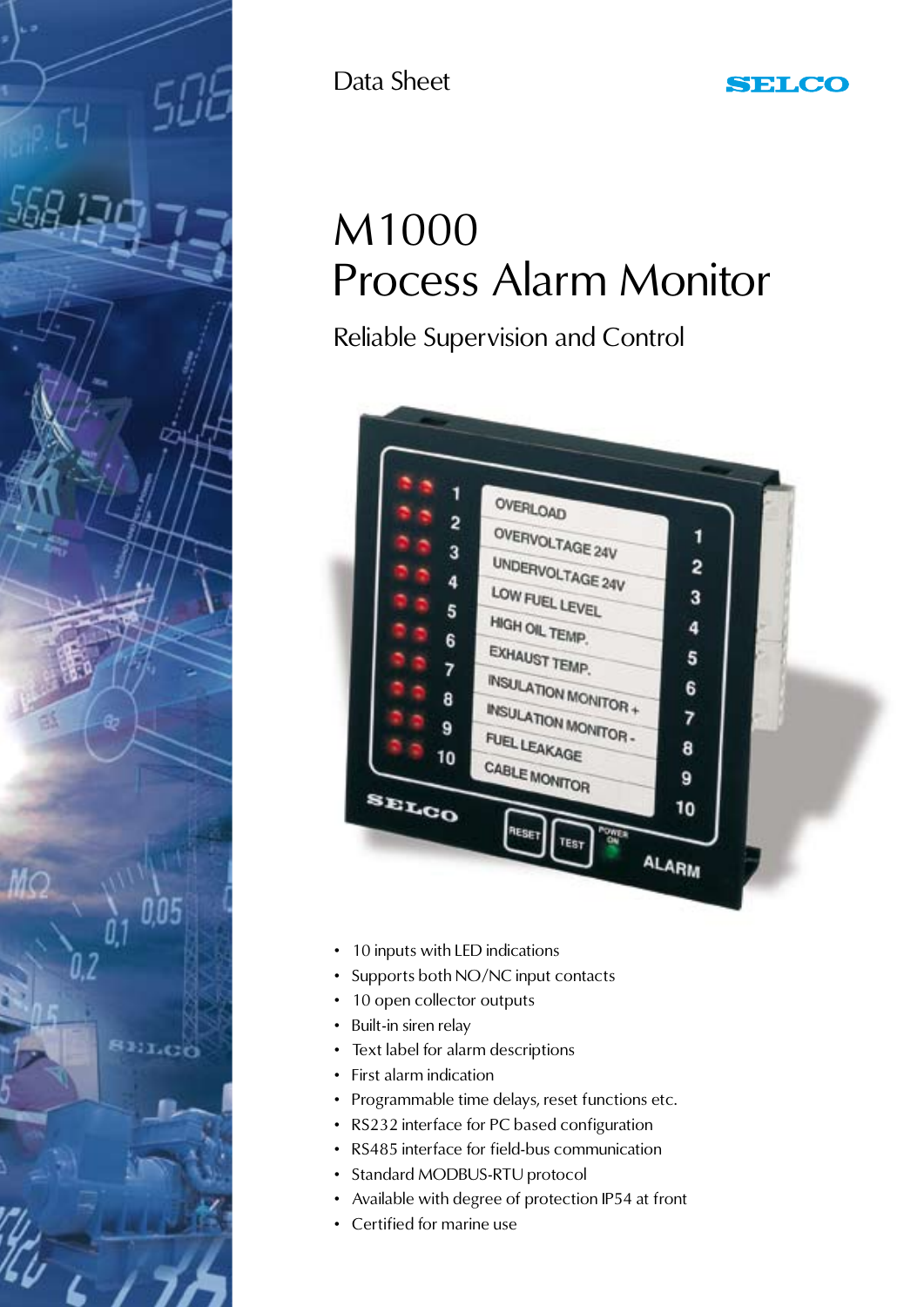Data Sheet

SELCO

# M1000
# Process Alarm Monitor

## Reliable Supervision and Control

- 10 inputs with LED indications
- Supports both NO/NC input contacts
- 10 open collector outputs
- Built-in siren relay
- Text label for alarm descriptions
- First alarm indication
- Programmable time delays, reset functions etc.
- RS232 interface for PC based configuration
- RS485 interface for field-bus communication
- Standard MODBUS-RTU protocol
- Available with degree of protection IP54 at front
- Certified for marine use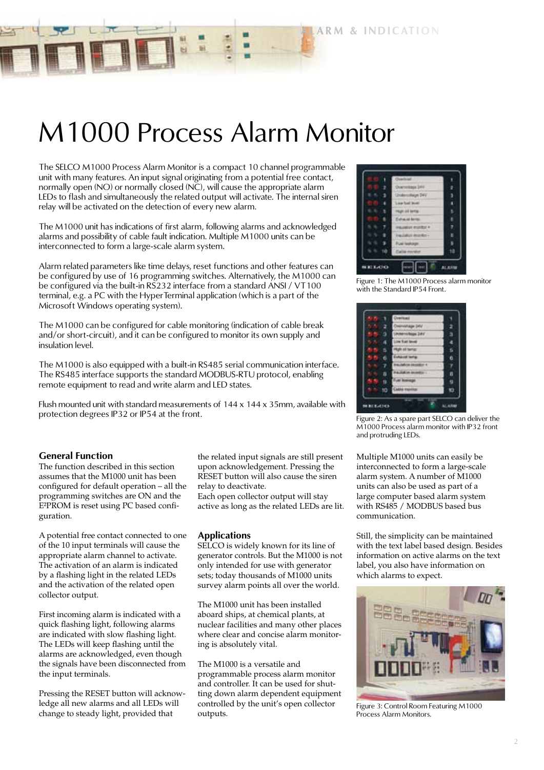# M1000 Process Alarm Monitor

The SELCO M1000 Process Alarm Monitor is a compact 10 channel programmable unit with many features. An input signal originating from a potential free contact, normally open (NO) or normally closed (NC), will cause the appropriate alarm LEDs to flash and simultaneously the related output will activate. The internal siren relay will be activated on the detection of every new alarm.

The M1000 unit has indications of first alarm, following alarms and acknowledged alarms and possibility of cable fault indication. Multiple M1000 units can be interconnected to form a large-scale alarm system.

Alarm related parameters like time delays, reset functions and other features can be configured by use of 16 programming switches. Alternatively, the M1000 can be configured via the built-in RS232 interface from a standard ANSI / VT100 terminal, e.g. a PC with the HyperTerminal application (which is a part of the Microsoft Windows operating system).

The M1000 can be configured for cable monitoring (indication of cable break and/or short-circuit), and it can be configured to monitor its own supply and insulation level.

The M1000 is also equipped with a built-in RS485 serial communication interface. The RS485 interface supports the standard MODBUS-RTU protocol, enabling remote equipment to read and write alarm and LED states.

Flush mounted unit with standard measurements of 144 x 144 x 35mm, available with protection degrees IP32 or IP54 at the front.

Figure 1: The M1000 Process alarm monitor with the Standard IP54 Front.

Figure 2: As a spare part SELCO can deliver the M1000 Process alarm monitor with IP32 front and protruding LEDs.

### General Function

The function described in this section assumes that the M1000 unit has been configured for default operation – all the programming switches are ON and the E²PROM is reset using PC based configuration.

A potential free contact connected to one of the 10 input terminals will cause the appropriate alarm channel to activate. The activation of an alarm is indicated by a flashing light in the related LEDs and the activation of the related open collector output.

First incoming alarm is indicated with a quick flashing light, following alarms are indicated with slow flashing light. The LEDs will keep flashing until the alarms are acknowledged, even though the signals have been disconnected from the input terminals.

Pressing the RESET button will acknowledge all new alarms and all LEDs will change to steady light, provided that the related input signals are still present upon acknowledgement. Pressing the RESET button will also cause the siren relay to deactivate.
Each open collector output will stay active as long as the related LEDs are lit.

### Applications

SELCO is widely known for its line of generator controls. But the M1000 is not only intended for use with generator sets; today thousands of M1000 units survey alarm points all over the world.

The M1000 unit has been installed aboard ships, at chemical plants, at nuclear facilities and many other places where clear and concise alarm monitoring is absolutely vital.

The M1000 is a versatile and programmable process alarm monitor and controller. It can be used for shutting down alarm dependent equipment controlled by the unit's open collector outputs.

Multiple M1000 units can easily be interconnected to form a large-scale alarm system. A number of M1000 units can also be used as part of a large computer based alarm system with RS485 / MODBUS based bus communication.

Still, the simplicity can be maintained with the text label based design. Besides information on active alarms on the text label, you also have information on which alarms to expect.

Figure 3: Control Room Featuring M1000 Process Alarm Monitors.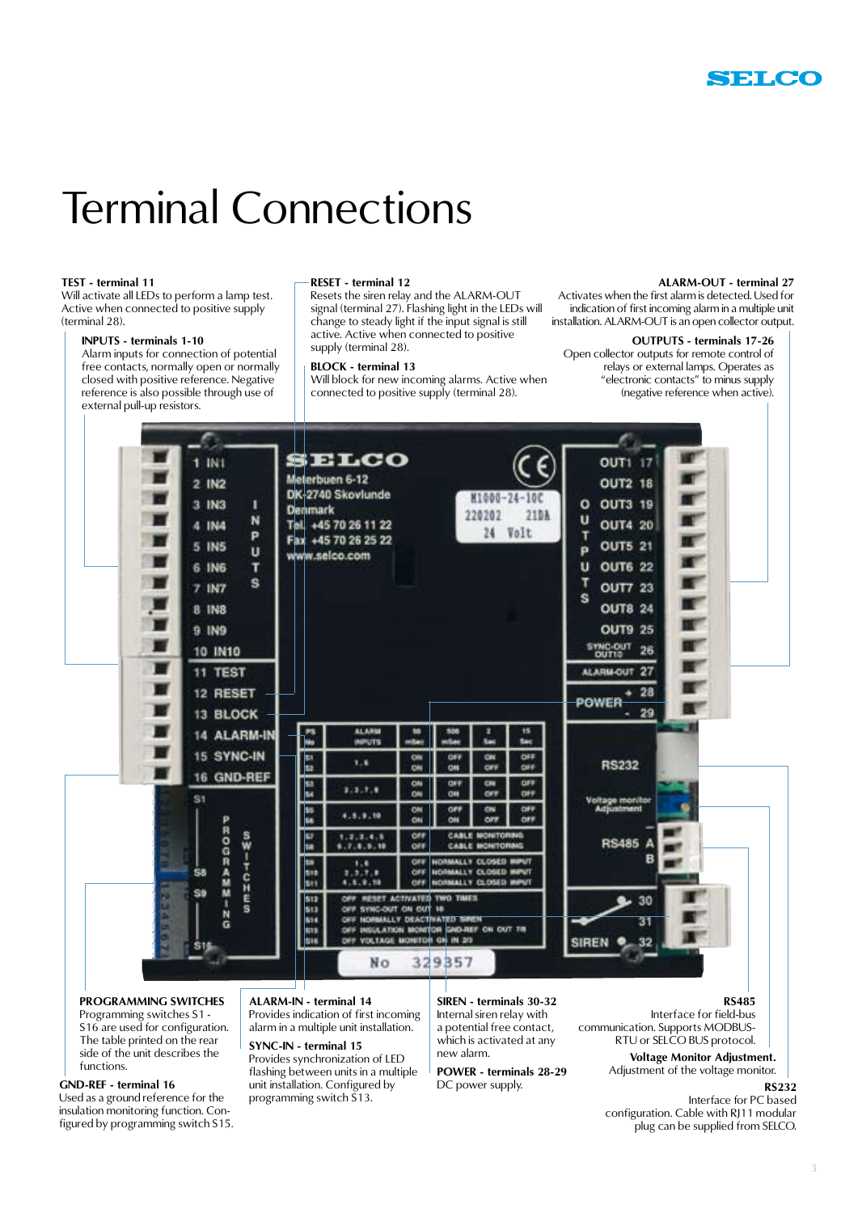# Terminal Connections

**TEST - terminal 11**
Will activate all LEDs to perform a lamp test. Active when connected to positive supply (terminal 28).

**INPUTS - terminals 1-10**
Alarm inputs for connection of potential free contacts, normally open or normally closed with positive reference. Negative reference is also possible through use of external pull-up resistors.

**RESET - terminal 12**
Resets the siren relay and the ALARM-OUT signal (terminal 27). Flashing light in the LEDs will change to steady light if the input signal is still active. Active when connected to positive supply (terminal 28).

**BLOCK - terminal 13**
Will block for new incoming alarms. Active when connected to positive supply (terminal 28).

**ALARM-OUT - terminal 27**
Activates when the first alarm is detected. Used for indication of first incoming alarm in a multiple unit installation. ALARM-OUT is an open collector output.

**OUTPUTS - terminals 17-26**
Open collector outputs for remote control of relays or external lamps. Operates as "electronic contacts" to minus supply (negative reference when active).

**PROGRAMMING SWITCHES**
Programming switches S1 - S16 are used for configuration. The table printed on the rear side of the unit describes the functions.

**GND-REF - terminal 16**
Used as a ground reference for the insulation monitoring function. Configured by programming switch S15.

**ALARM-IN - terminal 14**
Provides indication of first incoming alarm in a multiple unit installation.

**SYNC-IN - terminal 15**
Provides synchronization of LED flashing between units in a multiple unit installation. Configured by programming switch S13.

**SIREN - terminals 30-32**
Internal siren relay with a potential free contact, which is activated at any new alarm.

**POWER - terminals 28-29**
DC power supply.

**RS485**
Interface for field-bus communication. Supports MODBUS-RTU or SELCO BUS protocol.

**Voltage Monitor Adjustment.**
Adjustment of the voltage monitor.

**RS232**
Interface for PC based configuration. Cable with RJ11 modular plug can be supplied from SELCO.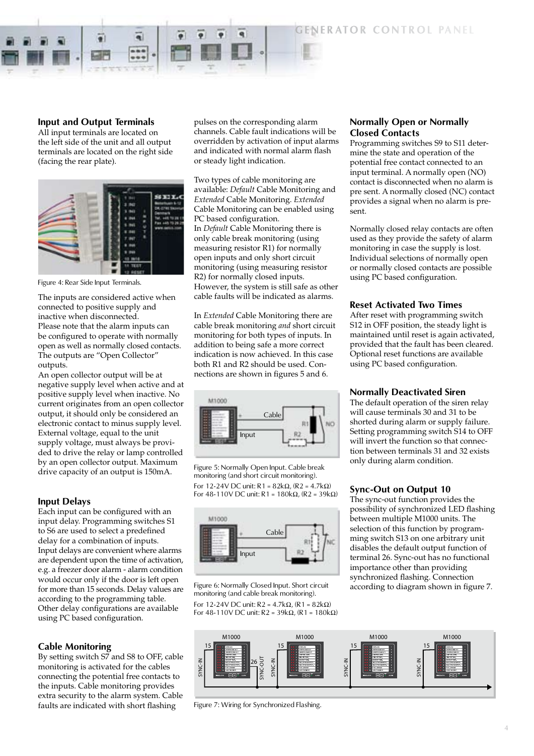## Input and Output Terminals

All input terminals are located on the left side of the unit and all output terminals are located on the right side (facing the rear plate).

Figure 4: Rear Side Input Terminals.

The inputs are considered active when connected to positive supply and inactive when disconnected. Please note that the alarm inputs can be configured to operate with normally open as well as normally closed contacts. The outputs are "Open Collector" outputs.
An open collector output will be at negative supply level when active and at positive supply level when inactive. No current originates from an open collector output, it should only be considered an electronic contact to minus supply level. External voltage, equal to the unit supply voltage, must always be provided to drive the relay or lamp controlled by an open collector output. Maximum drive capacity of an output is 150mA.

## Input Delays

Each input can be configured with an input delay. Programming switches S1 to S6 are used to select a predefined delay for a combination of inputs. Input delays are convenient where alarms are dependent upon the time of activation, e.g. a freezer door alarm - alarm condition would occur only if the door is left open for more than 15 seconds. Delay values are according to the programming table. Other delay configurations are available using PC based configuration.

## Cable Monitoring

By setting switch S7 and S8 to OFF, cable monitoring is activated for the cables connecting the potential free contacts to the inputs. Cable monitoring provides extra security to the alarm system. Cable faults are indicated with short flashing pulses on the corresponding alarm channels. Cable fault indications will be overridden by activation of input alarms and indicated with normal alarm flash or steady light indication.

Two types of cable monitoring are available: *Default* Cable Monitoring and *Extended* Cable Monitoring. *Extended* Cable Monitoring can be enabled using PC based configuration.
In *Default* Cable Monitoring there is only cable break monitoring (using measuring resistor R1) for normally open inputs and only short circuit monitoring (using measuring resistor R2) for normally closed inputs. However, the system is still safe as other cable faults will be indicated as alarms.

In *Extended* Cable Monitoring there are cable break monitoring *and* short circuit monitoring for both types of inputs. In addition to being safe a more correct indication is now achieved. In this case both R1 and R2 should be used. Connections are shown in figures 5 and 6.

Figure 5: Normally Open Input. Cable break monitoring (and short circuit monitoring).
For 12-24V DC unit: R1 = 82kΩ, (R2 = 4.7kΩ)
For 48-110V DC unit: R1 = 180kΩ, (R2 = 39kΩ)

Figure 6: Normally Closed Input. Short circuit monitoring (and cable break monitoring).
For 12-24V DC unit: R2 = 4.7kΩ, (R1 = 82kΩ)
For 48-110V DC unit: R2 = 39kΩ, (R1 = 180kΩ)

## Normally Open or Normally Closed Contacts

Programming switches S9 to S11 determine the state and operation of the potential free contact connected to an input terminal. A normally open (NO) contact is disconnected when no alarm is pre sent. A normally closed (NC) contact provides a signal when no alarm is present.

Normally closed relay contacts are often used as they provide the safety of alarm monitoring in case the supply is lost. Individual selections of normally open or normally closed contacts are possible using PC based configuration.

## Reset Activated Two Times

After reset with programming switch S12 in OFF position, the steady light is maintained until reset is again activated, provided that the fault has been cleared. Optional reset functions are available using PC based configuration.

## Normally Deactivated Siren

The default operation of the siren relay will cause terminals 30 and 31 to be shorted during alarm or supply failure. Setting programming switch S14 to OFF will invert the function so that connection between terminals 31 and 32 exists only during alarm condition.

## Sync-Out on Output 10

The sync-out function provides the possibility of synchronized LED flashing between multiple M1000 units. The selection of this function by programming switch S13 on one arbitrary unit disables the default output function of terminal 26. Sync-out has no functional importance other than providing synchronized flashing. Connection according to diagram shown in figure 7.

Figure 7: Wiring for Synchronized Flashing.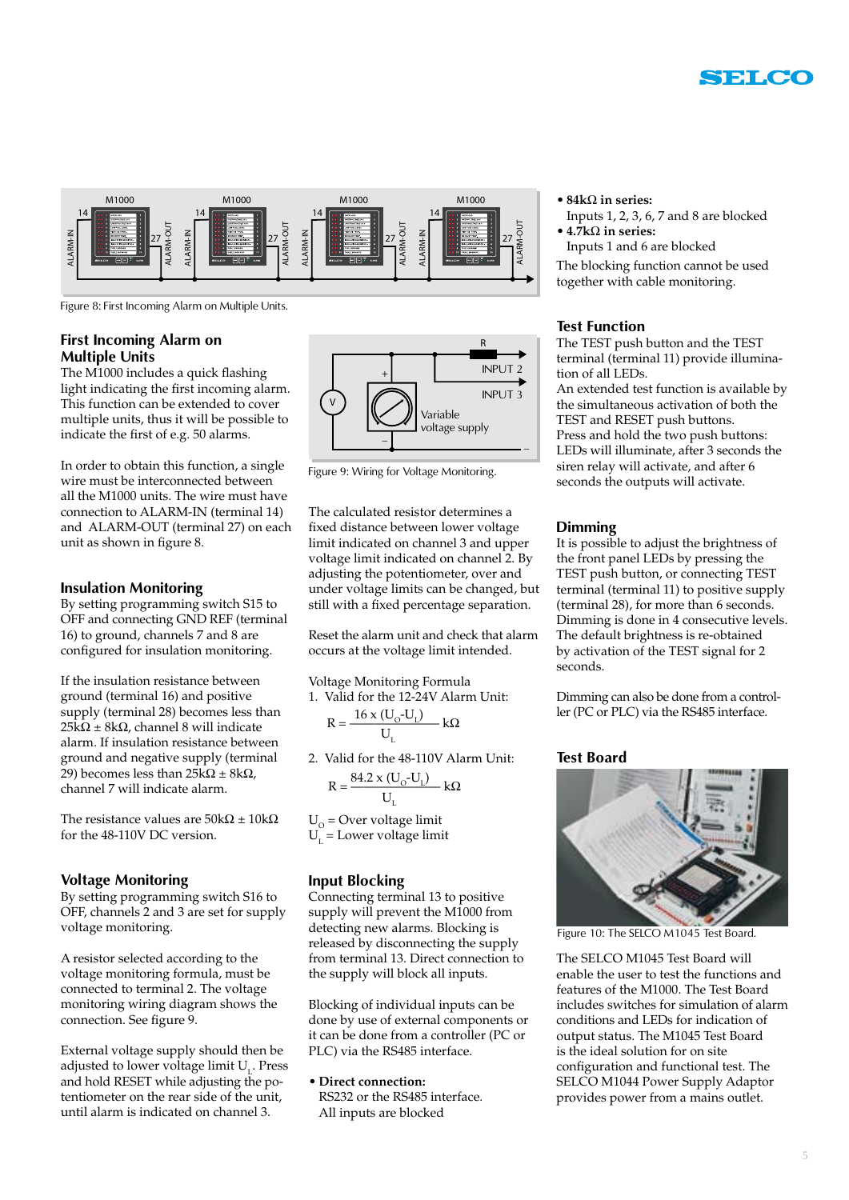Figure 8: First Incoming Alarm on Multiple Units.

## First Incoming Alarm on Multiple Units

The M1000 includes a quick flashing light indicating the first incoming alarm. This function can be extended to cover multiple units, thus it will be possible to indicate the first of e.g. 50 alarms.

In order to obtain this function, a single wire must be interconnected between all the M1000 units. The wire must have connection to ALARM-IN (terminal 14) and ALARM-OUT (terminal 27) on each unit as shown in figure 8.

## Insulation Monitoring

By setting programming switch S15 to OFF and connecting GND REF (terminal 16) to ground, channels 7 and 8 are configured for insulation monitoring.

If the insulation resistance between ground (terminal 16) and positive supply (terminal 28) becomes less than 25kΩ ± 8kΩ, channel 8 will indicate alarm. If insulation resistance between ground and negative supply (terminal 29) becomes less than 25kΩ ± 8kΩ, channel 7 will indicate alarm.

The resistance values are 50kΩ ± 10kΩ for the 48-110V DC version.

## Voltage Monitoring

By setting programming switch S16 to OFF, channels 2 and 3 are set for supply voltage monitoring.

A resistor selected according to the voltage monitoring formula, must be connected to terminal 2. The voltage monitoring wiring diagram shows the connection. See figure 9.

External voltage supply should then be adjusted to lower voltage limit $U_L$. Press and hold RESET while adjusting the potentiometer on the rear side of the unit, until alarm is indicated on channel 3.

Figure 9: Wiring for Voltage Monitoring.

The calculated resistor determines a fixed distance between lower voltage limit indicated on channel 3 and upper voltage limit indicated on channel 2. By adjusting the potentiometer, over and under voltage limits can be changed, but still with a fixed percentage separation.

Reset the alarm unit and check that alarm occurs at the voltage limit intended.

Voltage Monitoring Formula

1. Valid for the 12-24V Alarm Unit:

$$R = \frac{16 \times (U_O - U_L)}{U_L} \text{ k}\Omega$$

2. Valid for the 48-110V Alarm Unit:

$$R = \frac{84.2 \times (U_O - U_L)}{U_L} \text{ k}\Omega$$

$U_O$ = Over voltage limit
$U_L$ = Lower voltage limit

## Input Blocking

Connecting terminal 13 to positive supply will prevent the M1000 from detecting new alarms. Blocking is released by disconnecting the supply from terminal 13. Direct connection to the supply will block all inputs.

Blocking of individual inputs can be done by use of external components or it can be done from a controller (PC or PLC) via the RS485 interface.

- **Direct connection:**
  RS232 or the RS485 interface.
  All inputs are blocked
- **84kΩ in series:**
  Inputs 1, 2, 3, 6, 7 and 8 are blocked
- **4.7kΩ in series:**
  Inputs 1 and 6 are blocked

The blocking function cannot be used together with cable monitoring.

## Test Function

The TEST push button and the TEST terminal (terminal 11) provide illumination of all LEDs.
An extended test function is available by the simultaneous activation of both the TEST and RESET push buttons.
Press and hold the two push buttons: LEDs will illuminate, after 3 seconds the siren relay will activate, and after 6 seconds the outputs will activate.

## Dimming

It is possible to adjust the brightness of the front panel LEDs by pressing the TEST push button, or connecting TEST terminal (terminal 11) to positive supply (terminal 28), for more than 6 seconds. Dimming is done in 4 consecutive levels. The default brightness is re-obtained by activation of the TEST signal for 2 seconds.

Dimming can also be done from a controller (PC or PLC) via the RS485 interface.

## Test Board

Figure 10: The SELCO M1045 Test Board.

The SELCO M1045 Test Board will enable the user to test the functions and features of the M1000. The Test Board includes switches for simulation of alarm conditions and LEDs for indication of output status. The M1045 Test Board is the ideal solution for on site configuration and functional test. The SELCO M1044 Power Supply Adaptor provides power from a mains outlet.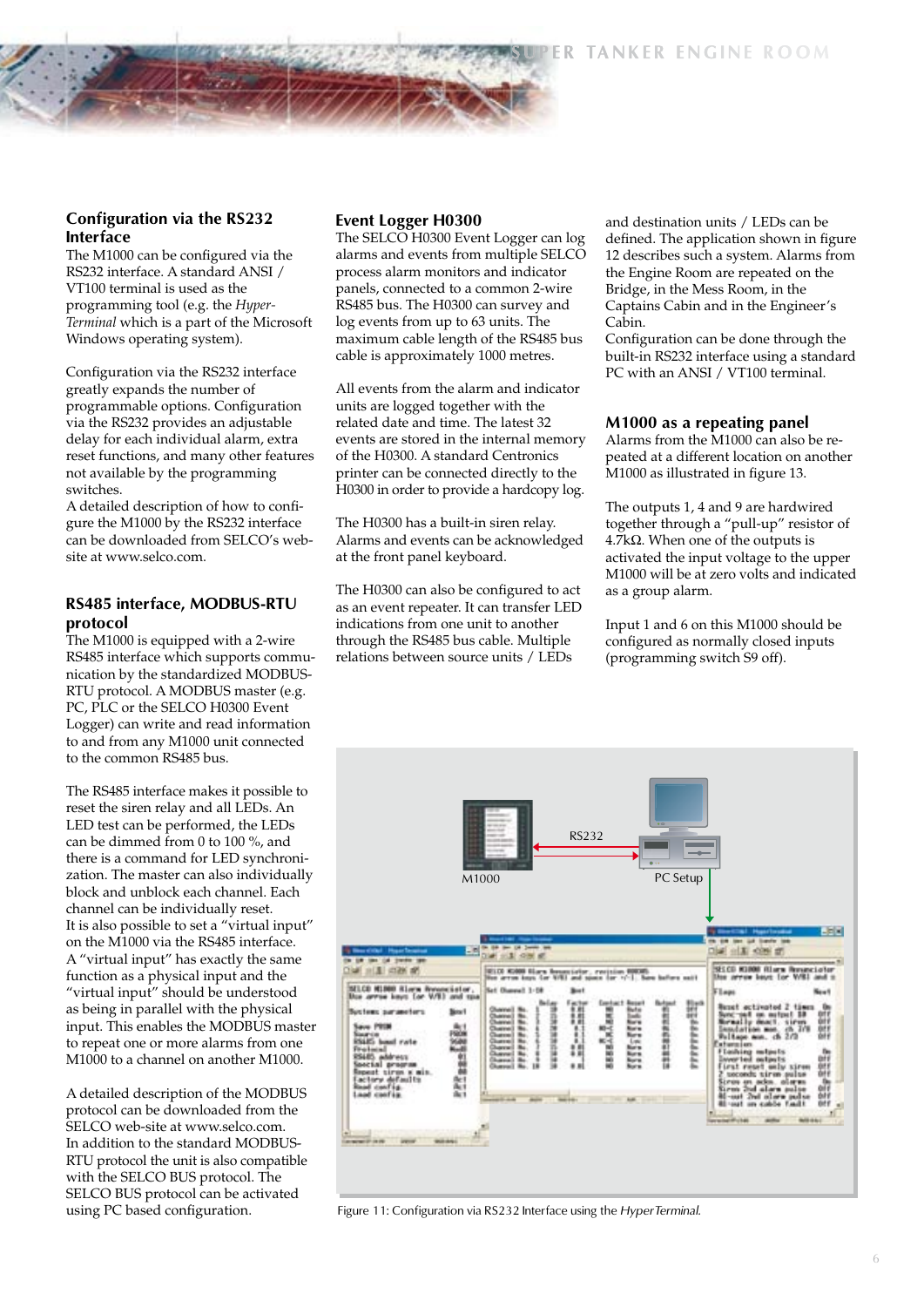## Configuration via the RS232 Interface

The M1000 can be configured via the RS232 interface. A standard ANSI / VT100 terminal is used as the programming tool (e.g. the *Hyper-Terminal* which is a part of the Microsoft Windows operating system).

Configuration via the RS232 interface greatly expands the number of programmable options. Configuration via the RS232 provides an adjustable delay for each individual alarm, extra reset functions, and many other features not available by the programming switches.

A detailed description of how to configure the M1000 by the RS232 interface can be downloaded from SELCO's web-site at www.selco.com.

## RS485 interface, MODBUS-RTU protocol

The M1000 is equipped with a 2-wire RS485 interface which supports communication by the standardized MODBUS-RTU protocol. A MODBUS master (e.g. PC, PLC or the SELCO H0300 Event Logger) can write and read information to and from any M1000 unit connected to the common RS485 bus.

The RS485 interface makes it possible to reset the siren relay and all LEDs. An LED test can be performed, the LEDs can be dimmed from 0 to 100 %, and there is a command for LED synchronization. The master can also individually block and unblock each channel. Each channel can be individually reset.

It is also possible to set a "virtual input" on the M1000 via the RS485 interface. A "virtual input" has exactly the same function as a physical input and the "virtual input" should be understood as being in parallel with the physical input. This enables the MODBUS master to repeat one or more alarms from one M1000 to a channel on another M1000.

A detailed description of the MODBUS protocol can be downloaded from the SELCO web-site at www.selco.com.

In addition to the standard MODBUS-RTU protocol the unit is also compatible with the SELCO BUS protocol. The SELCO BUS protocol can be activated using PC based configuration.

## Event Logger H0300

The SELCO H0300 Event Logger can log alarms and events from multiple SELCO process alarm monitors and indicator panels, connected to a common 2-wire RS485 bus. The H0300 can survey and log events from up to 63 units. The maximum cable length of the RS485 bus cable is approximately 1000 metres.

All events from the alarm and indicator units are logged together with the related date and time. The latest 32 events are stored in the internal memory of the H0300. A standard Centronics printer can be connected directly to the H0300 in order to provide a hardcopy log.

The H0300 has a built-in siren relay. Alarms and events can be acknowledged at the front panel keyboard.

The H0300 can also be configured to act as an event repeater. It can transfer LED indications from one unit to another through the RS485 bus cable. Multiple relations between source units / LEDs and destination units / LEDs can be defined. The application shown in figure 12 describes such a system. Alarms from the Engine Room are repeated on the Bridge, in the Mess Room, in the Captains Cabin and in the Engineer's Cabin.

Configuration can be done through the built-in RS232 interface using a standard PC with an ANSI / VT100 terminal.

## M1000 as a repeating panel

Alarms from the M1000 can also be repeated at a different location on another M1000 as illustrated in figure 13.

The outputs 1, 4 and 9 are hardwired together through a "pull-up" resistor of 4.7kΩ. When one of the outputs is activated the input voltage to the upper M1000 will be at zero volts and indicated as a group alarm.

Input 1 and 6 on this M1000 should be configured as normally closed inputs (programming switch S9 off).

M1000 — RS232 — PC Setup

Figure 11: Configuration via RS232 Interface using the *HyperTerminal*.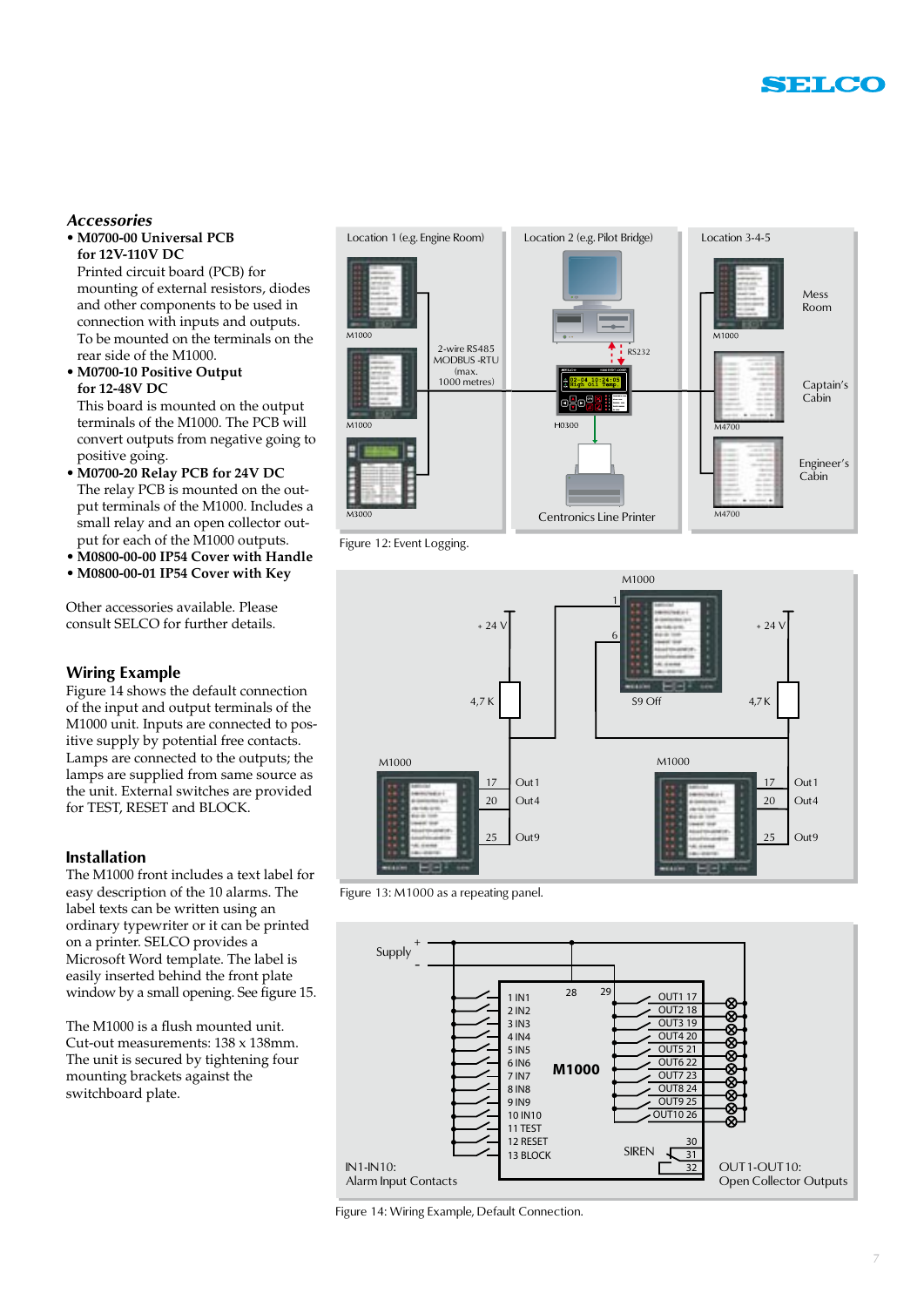## *Accessories*

- **M0700-00 Universal PCB for 12V-110V DC**
  Printed circuit board (PCB) for mounting of external resistors, diodes and other components to be used in connection with inputs and outputs. To be mounted on the terminals on the rear side of the M1000.
- **M0700-10 Positive Output for 12-48V DC**
  This board is mounted on the output terminals of the M1000. The PCB will convert outputs from negative going to positive going.
- **M0700-20 Relay PCB for 24V DC**
  The relay PCB is mounted on the output terminals of the M1000. Includes a small relay and an open collector output for each of the M1000 outputs.
- **M0800-00-00 IP54 Cover with Handle**
- **M0800-00-01 IP54 Cover with Key**

Other accessories available. Please consult SELCO for further details.

## Wiring Example

Figure 14 shows the default connection of the input and output terminals of the M1000 unit. Inputs are connected to positive supply by potential free contacts. Lamps are connected to the outputs; the lamps are supplied from same source as the unit. External switches are provided for TEST, RESET and BLOCK.

## Installation

The M1000 front includes a text label for easy description of the 10 alarms. The label texts can be written using an ordinary typewriter or it can be printed on a printer. SELCO provides a Microsoft Word template. The label is easily inserted behind the front plate window by a small opening. See figure 15.

The M1000 is a flush mounted unit. Cut-out measurements: 138 x 138mm. The unit is secured by tightening four mounting brackets against the switchboard plate.

Figure 12: Event Logging.

Figure 13: M1000 as a repeating panel.

Figure 14: Wiring Example, Default Connection.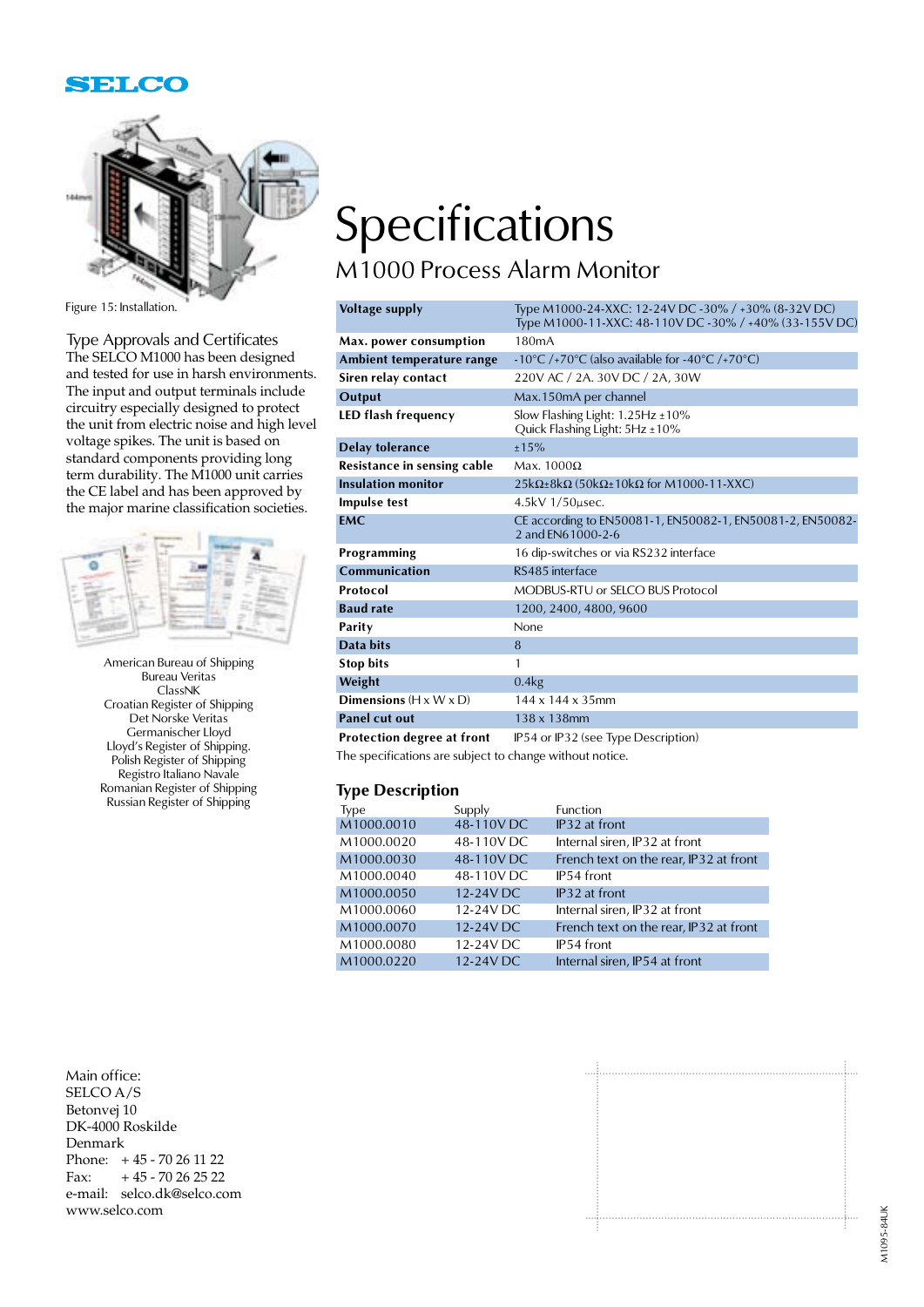SELCO

Figure 15: Installation.

## Type Approvals and Certificates

The SELCO M1000 has been designed and tested for use in harsh environments. The input and output terminals include circuitry especially designed to protect the unit from electric noise and high level voltage spikes. The unit is based on standard components providing long term durability. The M1000 unit carries the CE label and has been approved by the major marine classification societies.

American Bureau of Shipping
Bureau Veritas
ClassNK
Croatian Register of Shipping
Det Norske Veritas
Germanischer Lloyd
Lloyd's Register of Shipping.
Polish Register of Shipping
Registro Italiano Navale
Romanian Register of Shipping
Russian Register of Shipping

# Specifications

## M1000 Process Alarm Monitor

| | |
|---|---|
| **Voltage supply** | Type M1000-24-XXC: 12-24V DC -30% / +30% (8-32V DC)<br>Type M1000-11-XXC: 48-110V DC -30% / +40% (33-155V DC) |
| **Max. power consumption** | 180mA |
| **Ambient temperature range** | -10°C /+70°C (also available for -40°C /+70°C) |
| **Siren relay contact** | 220V AC / 2A. 30V DC / 2A, 30W |
| **Output** | Max.150mA per channel |
| **LED flash frequency** | Slow Flashing Light: 1.25Hz ±10%<br>Quick Flashing Light: 5Hz ±10% |
| **Delay tolerance** | ±15% |
| **Resistance in sensing cable** | Max. 1000Ω |
| **Insulation monitor** | 25kΩ±8kΩ (50kΩ±10kΩ for M1000-11-XXC) |
| **Impulse test** | 4.5kV 1/50µsec. |
| **EMC** | CE according to EN50081-1, EN50082-1, EN50081-2, EN50082-2 and EN61000-2-6 |
| **Programming** | 16 dip-switches or via RS232 interface |
| **Communication** | RS485 interface |
| **Protocol** | MODBUS-RTU or SELCO BUS Protocol |
| **Baud rate** | 1200, 2400, 4800, 9600 |
| **Parity** | None |
| **Data bits** | 8 |
| **Stop bits** | 1 |
| **Weight** | 0.4kg |
| **Dimensions** (H x W x D) | 144 x 144 x 35mm |
| **Panel cut out** | 138 x 138mm |
| **Protection degree at front** | IP54 or IP32 (see Type Description) |

The specifications are subject to change without notice.

### Type Description

| Type | Supply | Function |
|---|---|---|
| M1000.0010 | 48-110V DC | IP32 at front |
| M1000.0020 | 48-110V DC | Internal siren, IP32 at front |
| M1000.0030 | 48-110V DC | French text on the rear, IP32 at front |
| M1000.0040 | 48-110V DC | IP54 front |
| M1000.0050 | 12-24V DC | IP32 at front |
| M1000.0060 | 12-24V DC | Internal siren, IP32 at front |
| M1000.0070 | 12-24V DC | French text on the rear, IP32 at front |
| M1000.0080 | 12-24V DC | IP54 front |
| M1000.0220 | 12-24V DC | Internal siren, IP54 at front |

Main office:
SELCO A/S
Betonvej 10
DK-4000 Roskilde
Denmark
Phone: + 45 - 70 26 11 22
Fax: + 45 - 70 26 25 22
e-mail: selco.dk@selco.com
www.selco.com

M1095-84UK